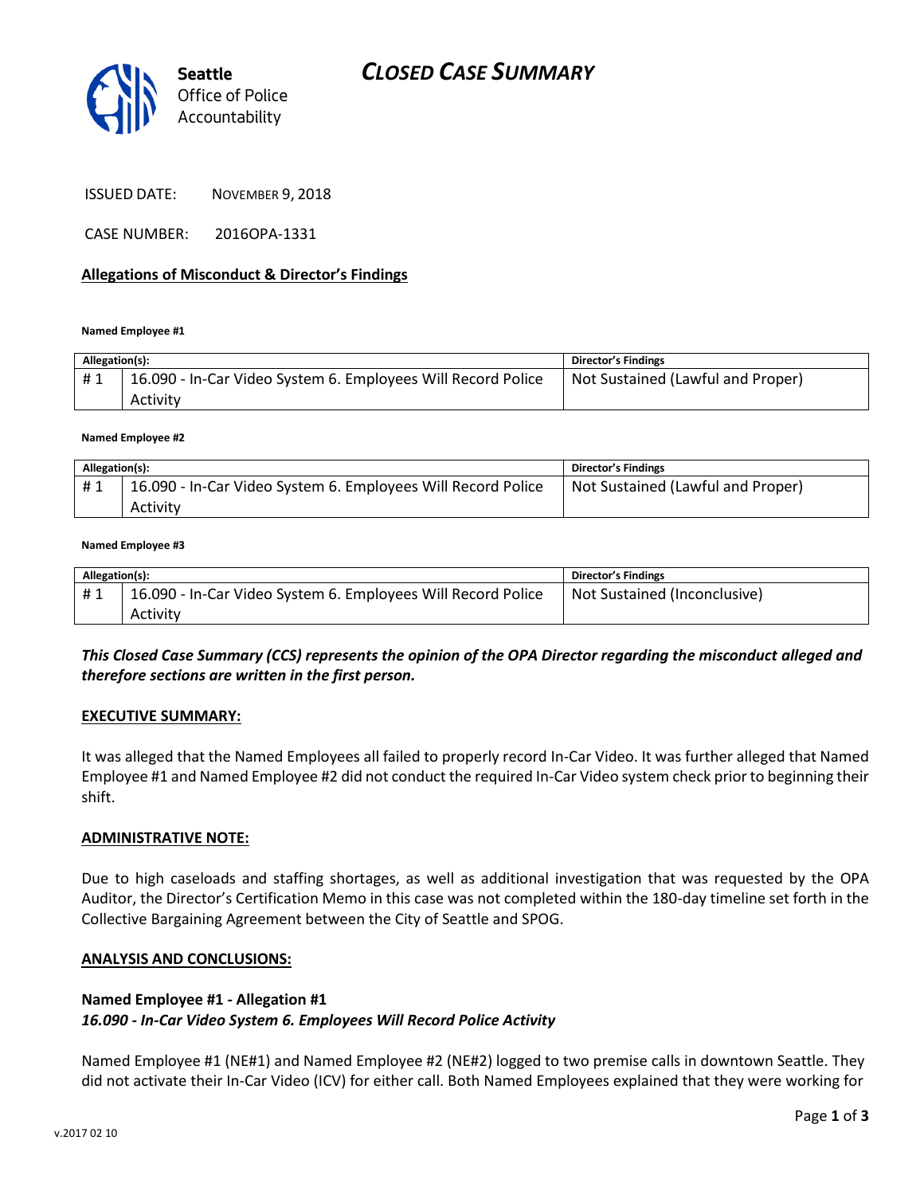# CLOSED CASE SUMMARY

Seattle Office of Police Accountability

ISSUED DATE: NOVEMBER 9, 2018

CASE NUMBER: 2016OPA-1331

## Allegations of Misconduct & Director's Findings

**Named Employee #1**

| Allegation(s): | | Director's Findings |
|---|---|---|
| # 1 | 16.090 - In-Car Video System 6. Employees Will Record Police Activity | Not Sustained (Lawful and Proper) |

**Named Employee #2**

| Allegation(s): | | Director's Findings |
|---|---|---|
| # 1 | 16.090 - In-Car Video System 6. Employees Will Record Police Activity | Not Sustained (Lawful and Proper) |

**Named Employee #3**

| Allegation(s): | | Director's Findings |
|---|---|---|
| # 1 | 16.090 - In-Car Video System 6. Employees Will Record Police Activity | Not Sustained (Inconclusive) |

***This Closed Case Summary (CCS) represents the opinion of the OPA Director regarding the misconduct alleged and therefore sections are written in the first person.***

### EXECUTIVE SUMMARY:

It was alleged that the Named Employees all failed to properly record In-Car Video. It was further alleged that Named Employee #1 and Named Employee #2 did not conduct the required In-Car Video system check prior to beginning their shift.

### ADMINISTRATIVE NOTE:

Due to high caseloads and staffing shortages, as well as additional investigation that was requested by the OPA Auditor, the Director's Certification Memo in this case was not completed within the 180-day timeline set forth in the Collective Bargaining Agreement between the City of Seattle and SPOG.

### ANALYSIS AND CONCLUSIONS:

**Named Employee #1 - Allegation #1**
***16.090 - In-Car Video System 6. Employees Will Record Police Activity***

Named Employee #1 (NE#1) and Named Employee #2 (NE#2) logged to two premise calls in downtown Seattle. They did not activate their In-Car Video (ICV) for either call. Both Named Employees explained that they were working for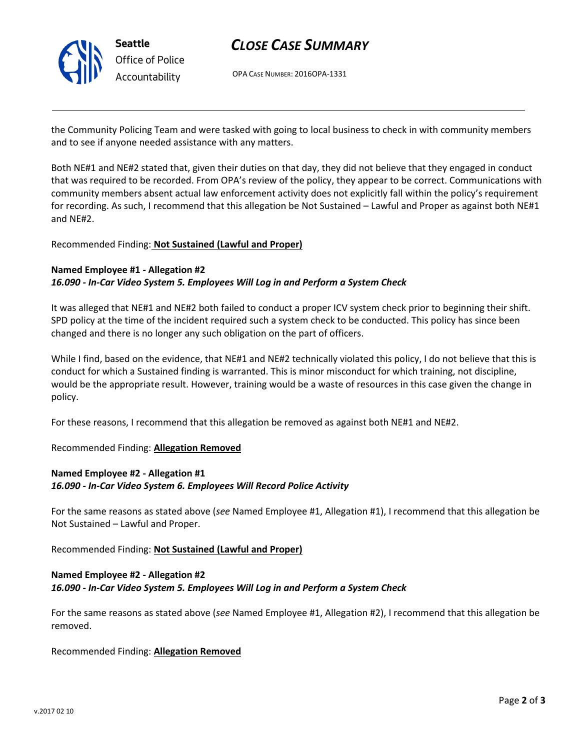the Community Policing Team and were tasked with going to local business to check in with community members and to see if anyone needed assistance with any matters.

Both NE#1 and NE#2 stated that, given their duties on that day, they did not believe that they engaged in conduct that was required to be recorded. From OPA's review of the policy, they appear to be correct. Communications with community members absent actual law enforcement activity does not explicitly fall within the policy's requirement for recording. As such, I recommend that this allegation be Not Sustained – Lawful and Proper as against both NE#1 and NE#2.

Recommended Finding: **Not Sustained (Lawful and Proper)**

**Named Employee #1 - Allegation #2**
***16.090 - In-Car Video System 5. Employees Will Log in and Perform a System Check***

It was alleged that NE#1 and NE#2 both failed to conduct a proper ICV system check prior to beginning their shift. SPD policy at the time of the incident required such a system check to be conducted. This policy has since been changed and there is no longer any such obligation on the part of officers.

While I find, based on the evidence, that NE#1 and NE#2 technically violated this policy, I do not believe that this is conduct for which a Sustained finding is warranted. This is minor misconduct for which training, not discipline, would be the appropriate result. However, training would be a waste of resources in this case given the change in policy.

For these reasons, I recommend that this allegation be removed as against both NE#1 and NE#2.

Recommended Finding: **Allegation Removed**

**Named Employee #2 - Allegation #1**
***16.090 - In-Car Video System 6. Employees Will Record Police Activity***

For the same reasons as stated above (*see* Named Employee #1, Allegation #1), I recommend that this allegation be Not Sustained – Lawful and Proper.

Recommended Finding: **Not Sustained (Lawful and Proper)**

**Named Employee #2 - Allegation #2**
***16.090 - In-Car Video System 5. Employees Will Log in and Perform a System Check***

For the same reasons as stated above (*see* Named Employee #1, Allegation #2), I recommend that this allegation be removed.

Recommended Finding: **Allegation Removed**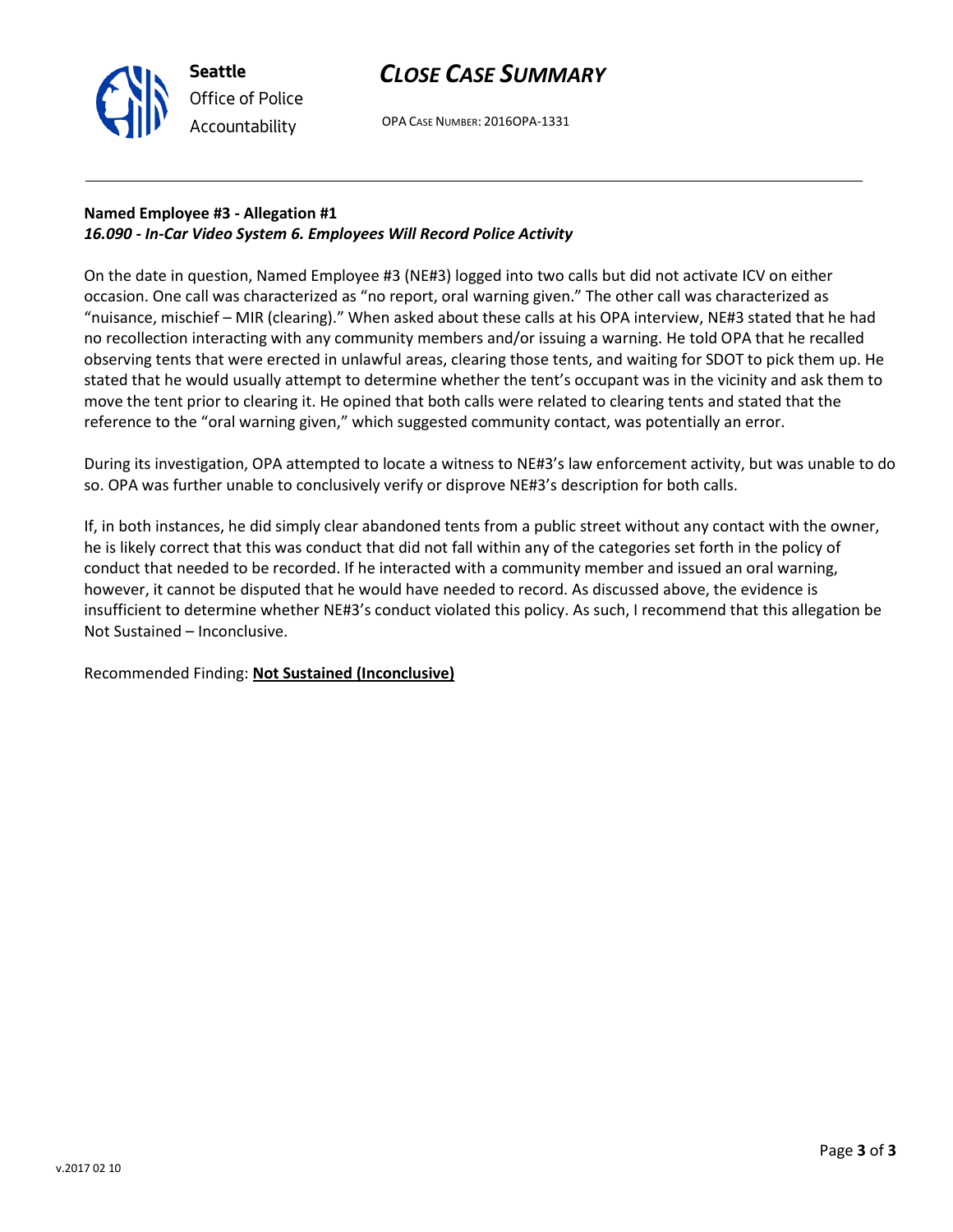**Named Employee #3 - Allegation #1**
***16.090 - In-Car Video System 6. Employees Will Record Police Activity***

On the date in question, Named Employee #3 (NE#3) logged into two calls but did not activate ICV on either occasion. One call was characterized as "no report, oral warning given." The other call was characterized as "nuisance, mischief – MIR (clearing)." When asked about these calls at his OPA interview, NE#3 stated that he had no recollection interacting with any community members and/or issuing a warning. He told OPA that he recalled observing tents that were erected in unlawful areas, clearing those tents, and waiting for SDOT to pick them up. He stated that he would usually attempt to determine whether the tent's occupant was in the vicinity and ask them to move the tent prior to clearing it. He opined that both calls were related to clearing tents and stated that the reference to the "oral warning given," which suggested community contact, was potentially an error.

During its investigation, OPA attempted to locate a witness to NE#3's law enforcement activity, but was unable to do so. OPA was further unable to conclusively verify or disprove NE#3's description for both calls.

If, in both instances, he did simply clear abandoned tents from a public street without any contact with the owner, he is likely correct that this was conduct that did not fall within any of the categories set forth in the policy of conduct that needed to be recorded. If he interacted with a community member and issued an oral warning, however, it cannot be disputed that he would have needed to record. As discussed above, the evidence is insufficient to determine whether NE#3's conduct violated this policy. As such, I recommend that this allegation be Not Sustained – Inconclusive.

Recommended Finding: **Not Sustained (Inconclusive)**